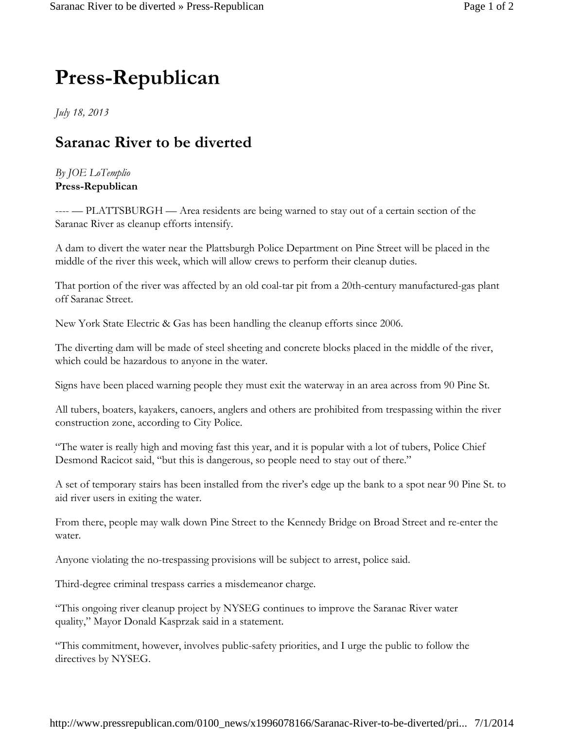# Press-Republican

*July 18, 2013*

## Saranac River to be diverted

*By JOE LoTemplio*
**Press-Republican**

---- — PLATTSBURGH — Area residents are being warned to stay out of a certain section of the Saranac River as cleanup efforts intensify.

A dam to divert the water near the Plattsburgh Police Department on Pine Street will be placed in the middle of the river this week, which will allow crews to perform their cleanup duties.

That portion of the river was affected by an old coal-tar pit from a 20th-century manufactured-gas plant off Saranac Street.

New York State Electric & Gas has been handling the cleanup efforts since 2006.

The diverting dam will be made of steel sheeting and concrete blocks placed in the middle of the river, which could be hazardous to anyone in the water.

Signs have been placed warning people they must exit the waterway in an area across from 90 Pine St.

All tubers, boaters, kayakers, canoers, anglers and others are prohibited from trespassing within the river construction zone, according to City Police.

"The water is really high and moving fast this year, and it is popular with a lot of tubers, Police Chief Desmond Racicot said, "but this is dangerous, so people need to stay out of there."

A set of temporary stairs has been installed from the river's edge up the bank to a spot near 90 Pine St. to aid river users in exiting the water.

From there, people may walk down Pine Street to the Kennedy Bridge on Broad Street and re-enter the water.

Anyone violating the no-trespassing provisions will be subject to arrest, police said.

Third-degree criminal trespass carries a misdemeanor charge.

"This ongoing river cleanup project by NYSEG continues to improve the Saranac River water quality," Mayor Donald Kasprzak said in a statement.

"This commitment, however, involves public-safety priorities, and I urge the public to follow the directives by NYSEG.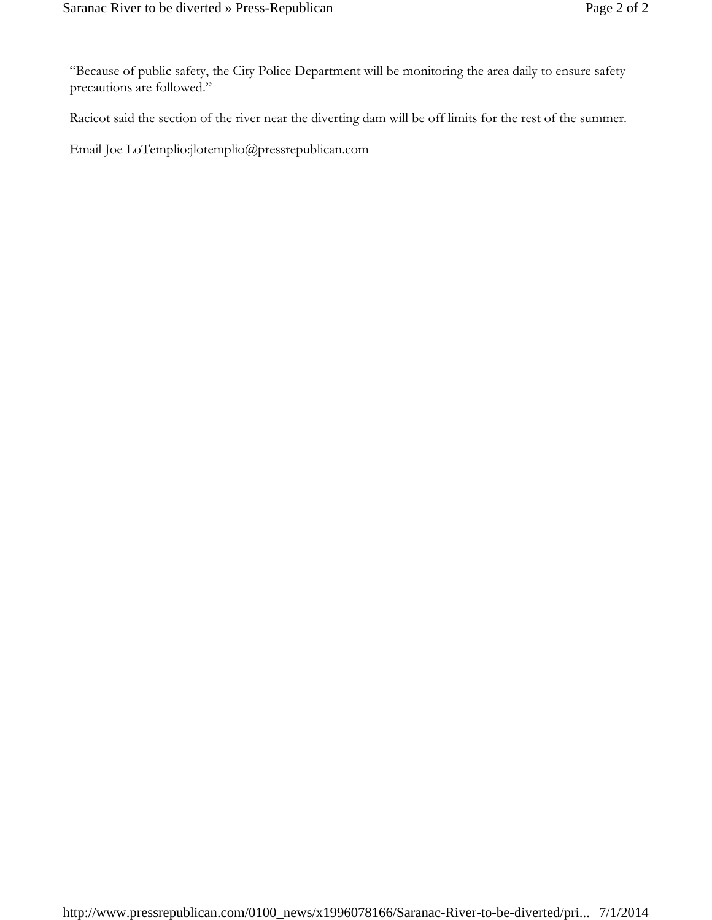"Because of public safety, the City Police Department will be monitoring the area daily to ensure safety precautions are followed."

Racicot said the section of the river near the diverting dam will be off limits for the rest of the summer.

Email Joe LoTemplio:jlotemplio@pressrepublican.com